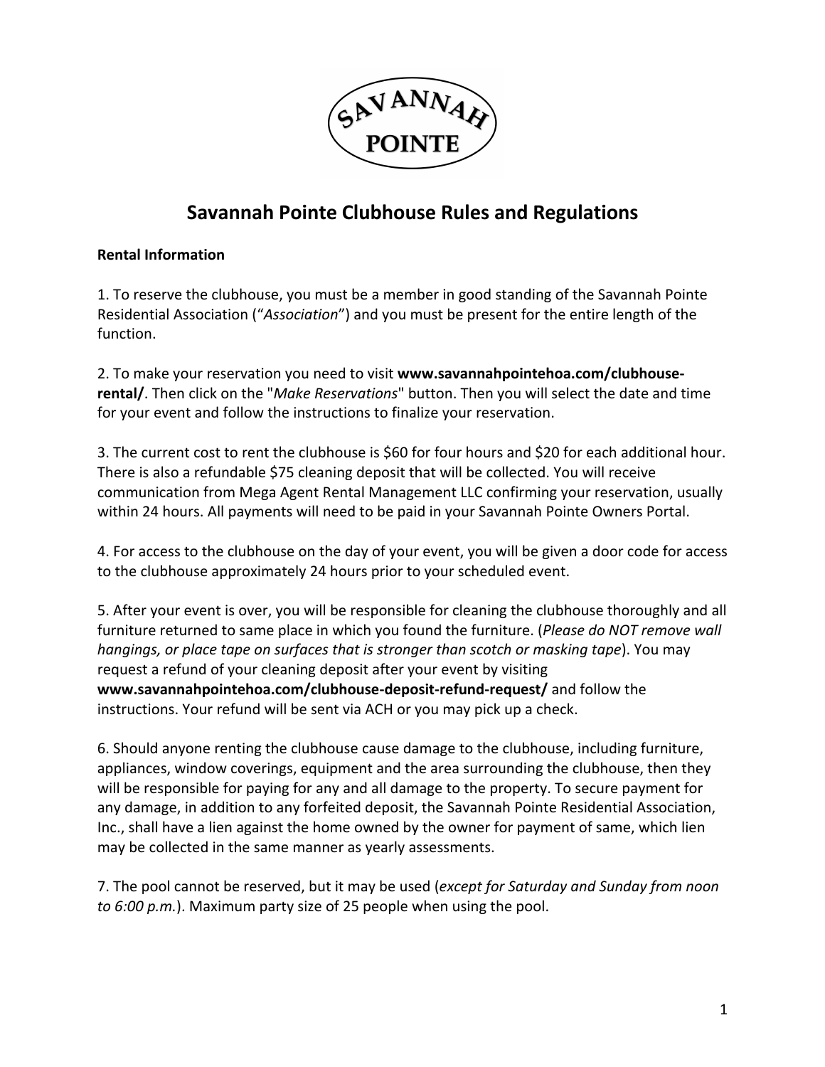# Savannah Pointe Clubhouse Rules and Regulations

**Rental Information**

1. To reserve the clubhouse, you must be a member in good standing of the Savannah Pointe Residential Association (“*Association*”) and you must be present for the entire length of the function.

2. To make your reservation you need to visit **www.savannahpointehoa.com/clubhouse-rental/**. Then click on the "*Make Reservations*" button. Then you will select the date and time for your event and follow the instructions to finalize your reservation.

3. The current cost to rent the clubhouse is $60 for four hours and $20 for each additional hour. There is also a refundable $75 cleaning deposit that will be collected. You will receive communication from Mega Agent Rental Management LLC confirming your reservation, usually within 24 hours. All payments will need to be paid in your Savannah Pointe Owners Portal.

4. For access to the clubhouse on the day of your event, you will be given a door code for access to the clubhouse approximately 24 hours prior to your scheduled event.

5. After your event is over, you will be responsible for cleaning the clubhouse thoroughly and all furniture returned to same place in which you found the furniture. (*Please do NOT remove wall hangings, or place tape on surfaces that is stronger than scotch or masking tape*). You may request a refund of your cleaning deposit after your event by visiting **www.savannahpointehoa.com/clubhouse-deposit-refund-request/** and follow the instructions. Your refund will be sent via ACH or you may pick up a check.

6. Should anyone renting the clubhouse cause damage to the clubhouse, including furniture, appliances, window coverings, equipment and the area surrounding the clubhouse, then they will be responsible for paying for any and all damage to the property. To secure payment for any damage, in addition to any forfeited deposit, the Savannah Pointe Residential Association, Inc., shall have a lien against the home owned by the owner for payment of same, which lien may be collected in the same manner as yearly assessments.

7. The pool cannot be reserved, but it may be used (*except for Saturday and Sunday from noon to 6:00 p.m.*). Maximum party size of 25 people when using the pool.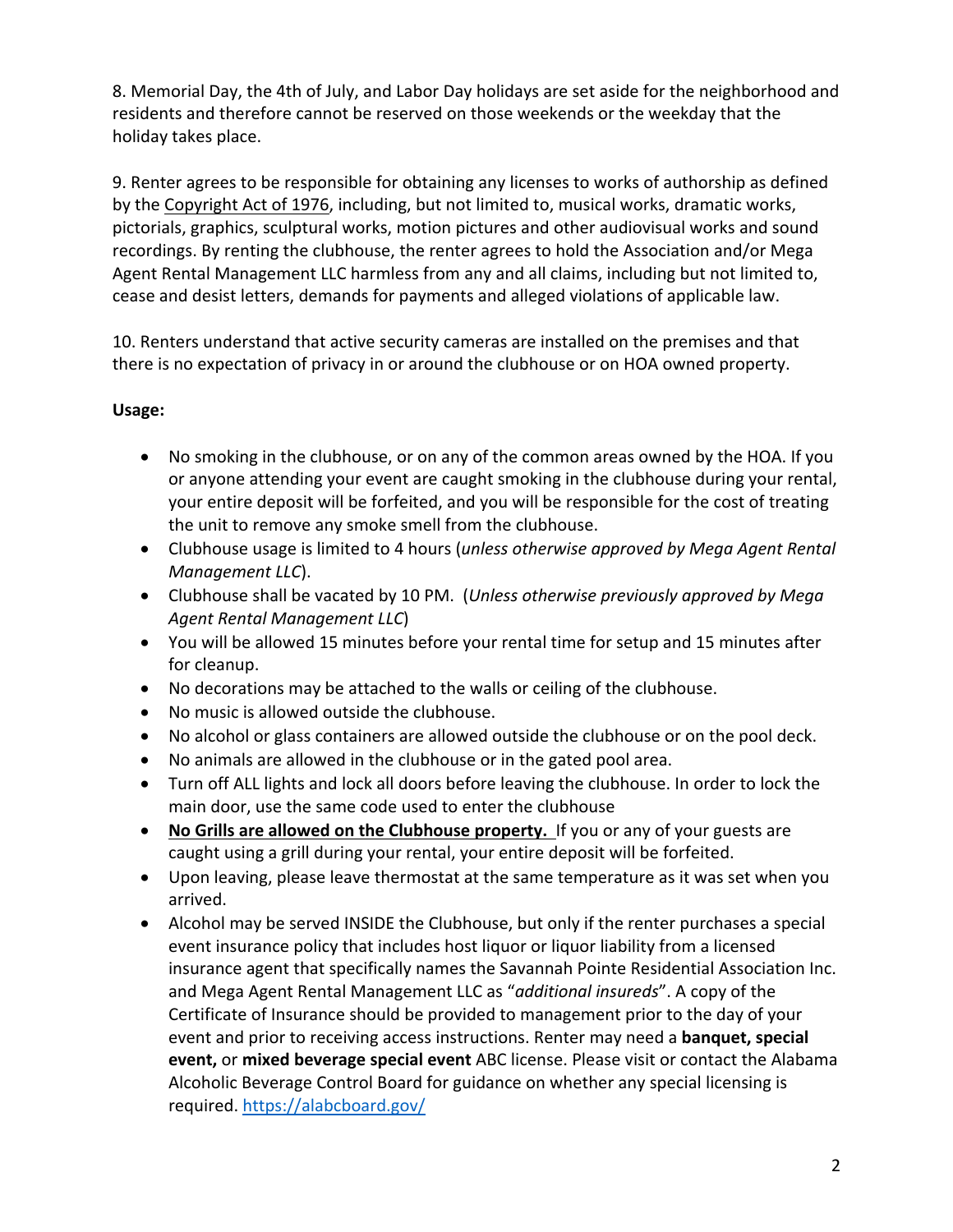8. Memorial Day, the 4th of July, and Labor Day holidays are set aside for the neighborhood and residents and therefore cannot be reserved on those weekends or the weekday that the holiday takes place.

9. Renter agrees to be responsible for obtaining any licenses to works of authorship as defined by the Copyright Act of 1976, including, but not limited to, musical works, dramatic works, pictorials, graphics, sculptural works, motion pictures and other audiovisual works and sound recordings. By renting the clubhouse, the renter agrees to hold the Association and/or Mega Agent Rental Management LLC harmless from any and all claims, including but not limited to, cease and desist letters, demands for payments and alleged violations of applicable law.

10. Renters understand that active security cameras are installed on the premises and that there is no expectation of privacy in or around the clubhouse or on HOA owned property.

**Usage:**

- No smoking in the clubhouse, or on any of the common areas owned by the HOA. If you or anyone attending your event are caught smoking in the clubhouse during your rental, your entire deposit will be forfeited, and you will be responsible for the cost of treating the unit to remove any smoke smell from the clubhouse.
- Clubhouse usage is limited to 4 hours (*unless otherwise approved by Mega Agent Rental Management LLC*).
- Clubhouse shall be vacated by 10 PM. (*Unless otherwise previously approved by Mega Agent Rental Management LLC*)
- You will be allowed 15 minutes before your rental time for setup and 15 minutes after for cleanup.
- No decorations may be attached to the walls or ceiling of the clubhouse.
- No music is allowed outside the clubhouse.
- No alcohol or glass containers are allowed outside the clubhouse or on the pool deck.
- No animals are allowed in the clubhouse or in the gated pool area.
- Turn off ALL lights and lock all doors before leaving the clubhouse. In order to lock the main door, use the same code used to enter the clubhouse
- **No Grills are allowed on the Clubhouse property.** If you or any of your guests are caught using a grill during your rental, your entire deposit will be forfeited.
- Upon leaving, please leave thermostat at the same temperature as it was set when you arrived.
- Alcohol may be served INSIDE the Clubhouse, but only if the renter purchases a special event insurance policy that includes host liquor or liquor liability from a licensed insurance agent that specifically names the Savannah Pointe Residential Association Inc. and Mega Agent Rental Management LLC as "*additional insureds*". A copy of the Certificate of Insurance should be provided to management prior to the day of your event and prior to receiving access instructions. Renter may need a **banquet, special event,** or **mixed beverage special event** ABC license. Please visit or contact the Alabama Alcoholic Beverage Control Board for guidance on whether any special licensing is required. https://alabcboard.gov/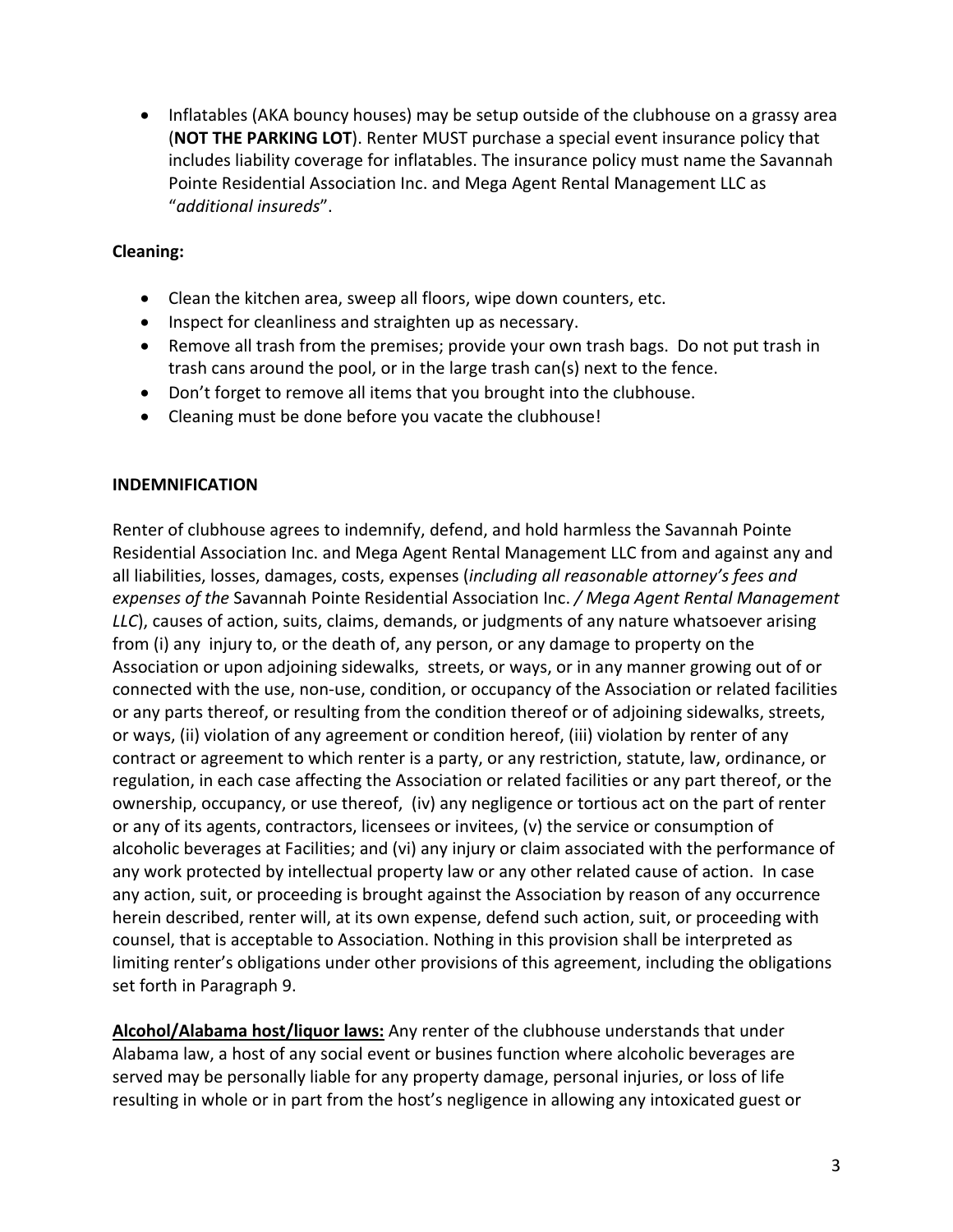- Inflatables (AKA bouncy houses) may be setup outside of the clubhouse on a grassy area (**NOT THE PARKING LOT**). Renter MUST purchase a special event insurance policy that includes liability coverage for inflatables. The insurance policy must name the Savannah Pointe Residential Association Inc. and Mega Agent Rental Management LLC as "*additional insureds*".

**Cleaning:**

- Clean the kitchen area, sweep all floors, wipe down counters, etc.
- Inspect for cleanliness and straighten up as necessary.
- Remove all trash from the premises; provide your own trash bags. Do not put trash in trash cans around the pool, or in the large trash can(s) next to the fence.
- Don't forget to remove all items that you brought into the clubhouse.
- Cleaning must be done before you vacate the clubhouse!

**INDEMNIFICATION**

Renter of clubhouse agrees to indemnify, defend, and hold harmless the Savannah Pointe Residential Association Inc. and Mega Agent Rental Management LLC from and against any and all liabilities, losses, damages, costs, expenses (*including all reasonable attorney's fees and expenses of the* Savannah Pointe Residential Association Inc. */ Mega Agent Rental Management LLC*), causes of action, suits, claims, demands, or judgments of any nature whatsoever arising from (i) any injury to, or the death of, any person, or any damage to property on the Association or upon adjoining sidewalks, streets, or ways, or in any manner growing out of or connected with the use, non-use, condition, or occupancy of the Association or related facilities or any parts thereof, or resulting from the condition thereof or of adjoining sidewalks, streets, or ways, (ii) violation of any agreement or condition hereof, (iii) violation by renter of any contract or agreement to which renter is a party, or any restriction, statute, law, ordinance, or regulation, in each case affecting the Association or related facilities or any part thereof, or the ownership, occupancy, or use thereof, (iv) any negligence or tortious act on the part of renter or any of its agents, contractors, licensees or invitees, (v) the service or consumption of alcoholic beverages at Facilities; and (vi) any injury or claim associated with the performance of any work protected by intellectual property law or any other related cause of action. In case any action, suit, or proceeding is brought against the Association by reason of any occurrence herein described, renter will, at its own expense, defend such action, suit, or proceeding with counsel, that is acceptable to Association. Nothing in this provision shall be interpreted as limiting renter's obligations under other provisions of this agreement, including the obligations set forth in Paragraph 9.

**Alcohol/Alabama host/liquor laws:** Any renter of the clubhouse understands that under Alabama law, a host of any social event or busines function where alcoholic beverages are served may be personally liable for any property damage, personal injuries, or loss of life resulting in whole or in part from the host's negligence in allowing any intoxicated guest or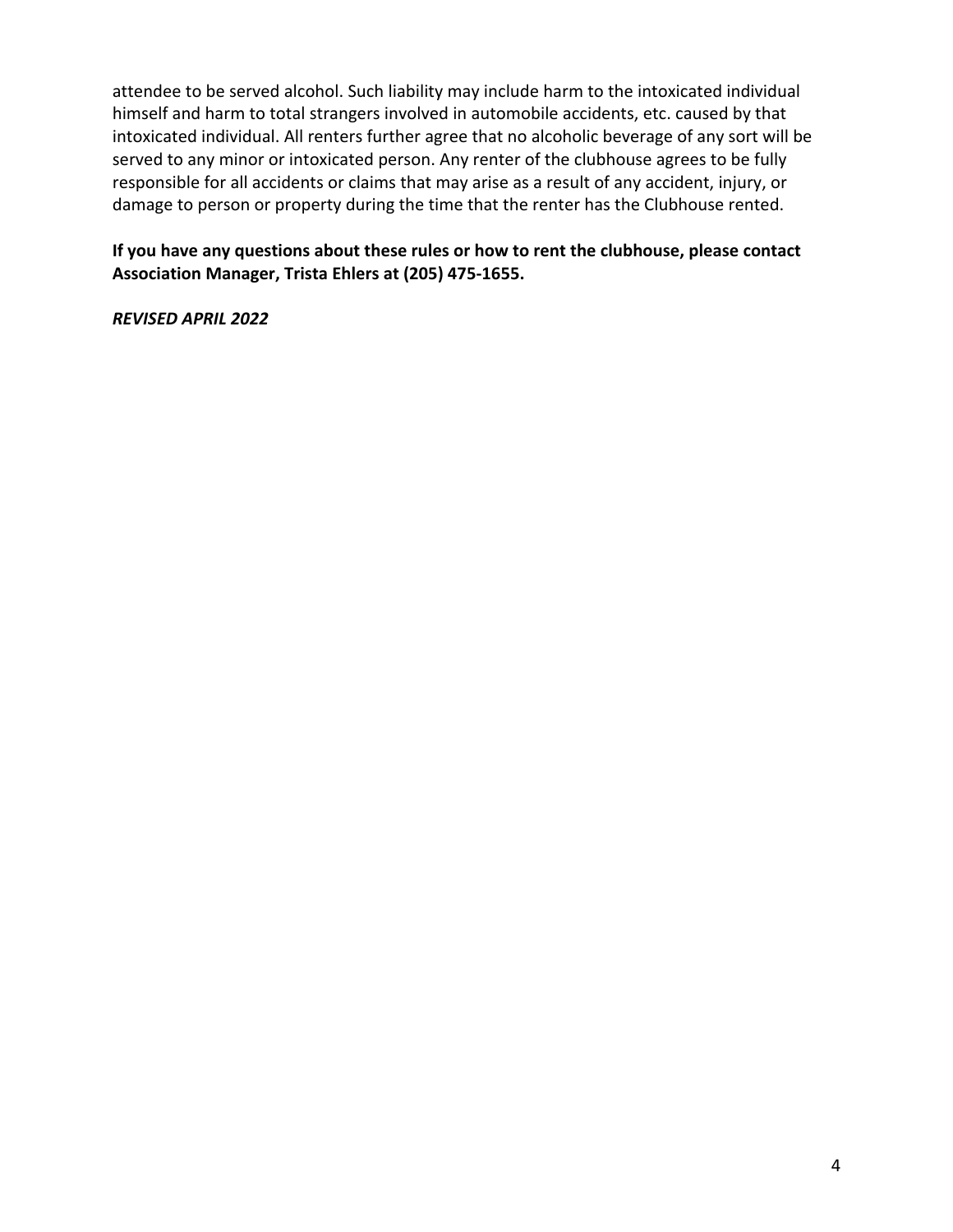attendee to be served alcohol. Such liability may include harm to the intoxicated individual himself and harm to total strangers involved in automobile accidents, etc. caused by that intoxicated individual. All renters further agree that no alcoholic beverage of any sort will be served to any minor or intoxicated person. Any renter of the clubhouse agrees to be fully responsible for all accidents or claims that may arise as a result of any accident, injury, or damage to person or property during the time that the renter has the Clubhouse rented.

**If you have any questions about these rules or how to rent the clubhouse, please contact Association Manager, Trista Ehlers at (205) 475-1655.**

***REVISED APRIL 2022***